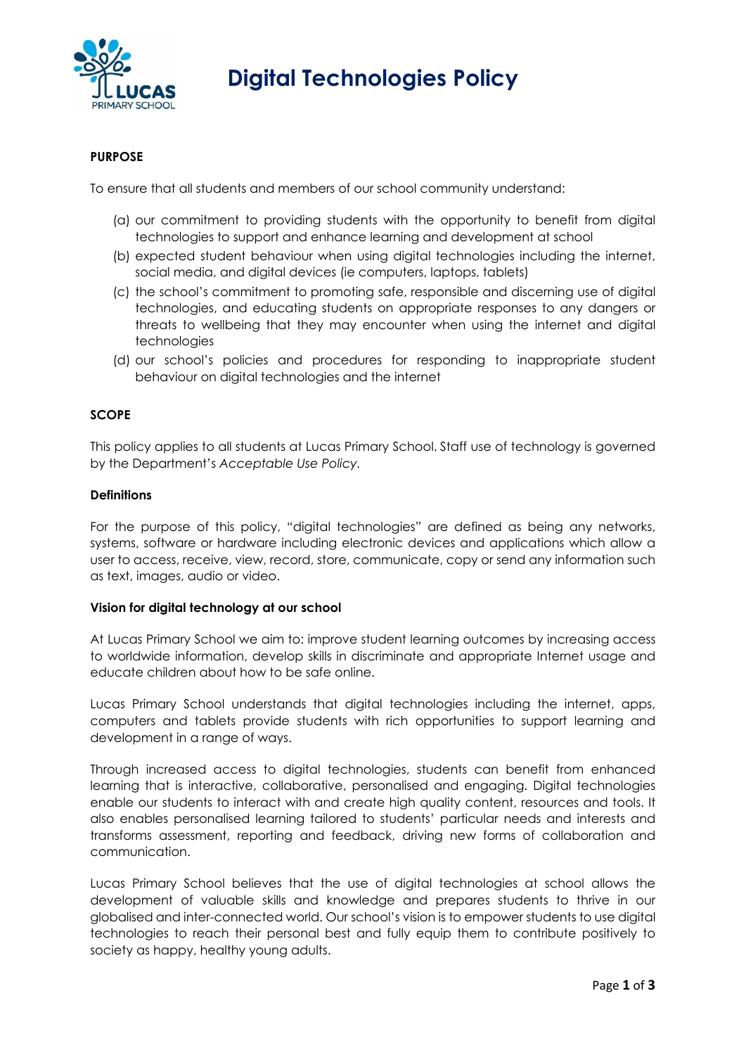# Digital Technologies Policy

## PURPOSE

To ensure that all students and members of our school community understand:

(a) our commitment to providing students with the opportunity to benefit from digital technologies to support and enhance learning and development at school
(b) expected student behaviour when using digital technologies including the internet, social media, and digital devices (ie computers, laptops, tablets)
(c) the school's commitment to promoting safe, responsible and discerning use of digital technologies, and educating students on appropriate responses to any dangers or threats to wellbeing that they may encounter when using the internet and digital technologies
(d) our school's policies and procedures for responding to inappropriate student behaviour on digital technologies and the internet

## SCOPE

This policy applies to all students at Lucas Primary School. Staff use of technology is governed by the Department's *Acceptable Use Policy.*

### Definitions

For the purpose of this policy, "digital technologies" are defined as being any networks, systems, software or hardware including electronic devices and applications which allow a user to access, receive, view, record, store, communicate, copy or send any information such as text, images, audio or video.

### Vision for digital technology at our school

At Lucas Primary School we aim to: improve student learning outcomes by increasing access to worldwide information, develop skills in discriminate and appropriate Internet usage and educate children about how to be safe online.

Lucas Primary School understands that digital technologies including the internet, apps, computers and tablets provide students with rich opportunities to support learning and development in a range of ways.

Through increased access to digital technologies, students can benefit from enhanced learning that is interactive, collaborative, personalised and engaging. Digital technologies enable our students to interact with and create high quality content, resources and tools. It also enables personalised learning tailored to students' particular needs and interests and transforms assessment, reporting and feedback, driving new forms of collaboration and communication.

Lucas Primary School believes that the use of digital technologies at school allows the development of valuable skills and knowledge and prepares students to thrive in our globalised and inter-connected world. Our school's vision is to empower students to use digital technologies to reach their personal best and fully equip them to contribute positively to society as happy, healthy young adults.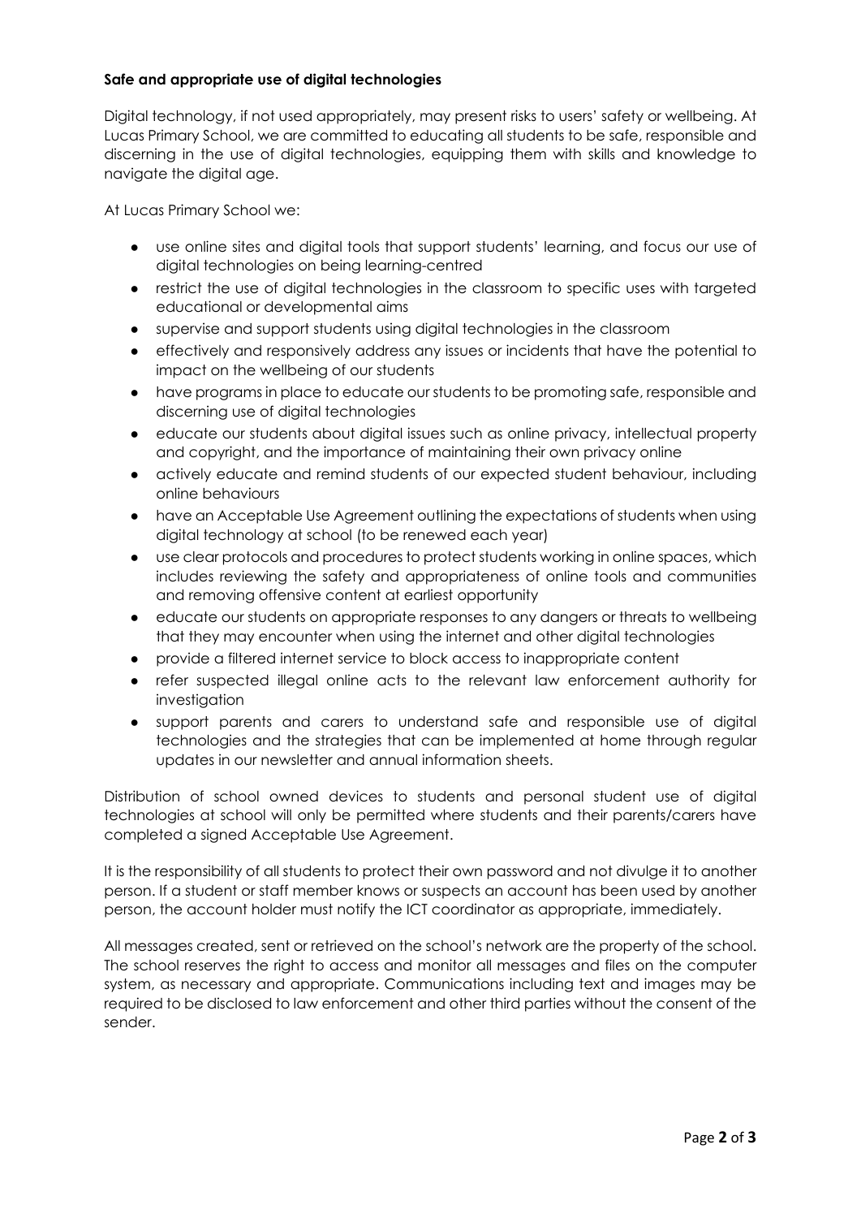**Safe and appropriate use of digital technologies**

Digital technology, if not used appropriately, may present risks to users' safety or wellbeing. At Lucas Primary School, we are committed to educating all students to be safe, responsible and discerning in the use of digital technologies, equipping them with skills and knowledge to navigate the digital age.

At Lucas Primary School we:

- use online sites and digital tools that support students' learning, and focus our use of digital technologies on being learning-centred
- restrict the use of digital technologies in the classroom to specific uses with targeted educational or developmental aims
- supervise and support students using digital technologies in the classroom
- effectively and responsively address any issues or incidents that have the potential to impact on the wellbeing of our students
- have programs in place to educate our students to be promoting safe, responsible and discerning use of digital technologies
- educate our students about digital issues such as online privacy, intellectual property and copyright, and the importance of maintaining their own privacy online
- actively educate and remind students of our expected student behaviour, including online behaviours
- have an Acceptable Use Agreement outlining the expectations of students when using digital technology at school (to be renewed each year)
- use clear protocols and procedures to protect students working in online spaces, which includes reviewing the safety and appropriateness of online tools and communities and removing offensive content at earliest opportunity
- educate our students on appropriate responses to any dangers or threats to wellbeing that they may encounter when using the internet and other digital technologies
- provide a filtered internet service to block access to inappropriate content
- refer suspected illegal online acts to the relevant law enforcement authority for investigation
- support parents and carers to understand safe and responsible use of digital technologies and the strategies that can be implemented at home through regular updates in our newsletter and annual information sheets.

Distribution of school owned devices to students and personal student use of digital technologies at school will only be permitted where students and their parents/carers have completed a signed Acceptable Use Agreement.

It is the responsibility of all students to protect their own password and not divulge it to another person. If a student or staff member knows or suspects an account has been used by another person, the account holder must notify the ICT coordinator as appropriate, immediately.

All messages created, sent or retrieved on the school's network are the property of the school. The school reserves the right to access and monitor all messages and files on the computer system, as necessary and appropriate. Communications including text and images may be required to be disclosed to law enforcement and other third parties without the consent of the sender.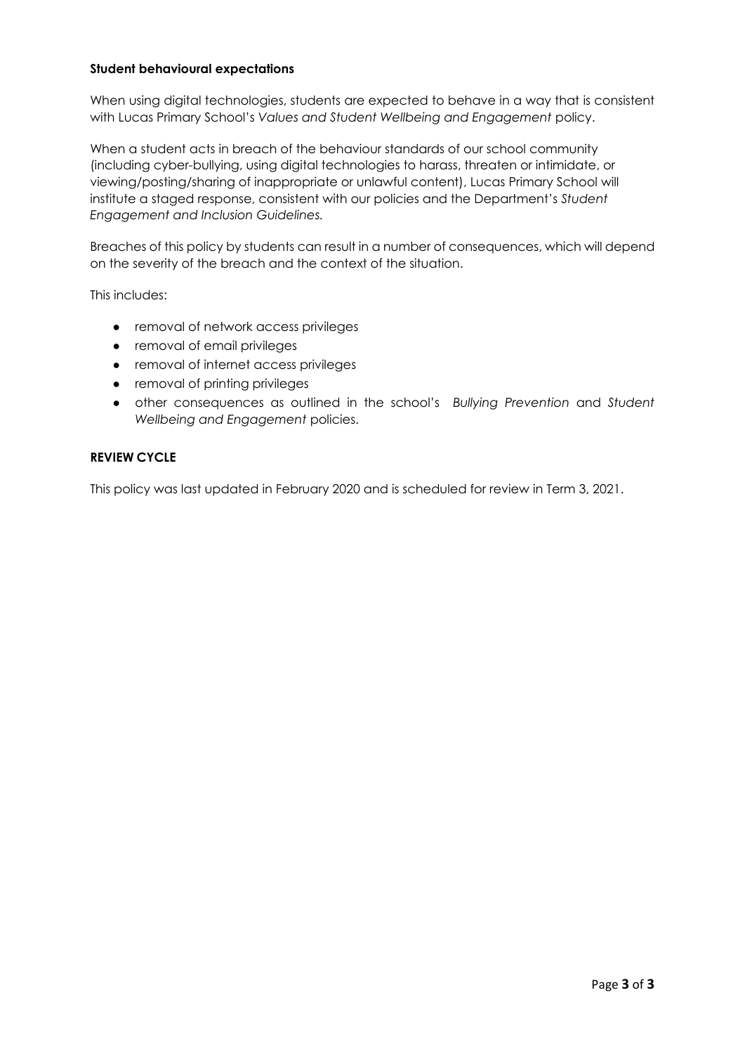### Student behavioural expectations

When using digital technologies, students are expected to behave in a way that is consistent with Lucas Primary School's *Values and Student Wellbeing and Engagement* policy.

When a student acts in breach of the behaviour standards of our school community (including cyber-bullying, using digital technologies to harass, threaten or intimidate, or viewing/posting/sharing of inappropriate or unlawful content), Lucas Primary School will institute a staged response, consistent with our policies and the Department's *Student Engagement and Inclusion Guidelines.*

Breaches of this policy by students can result in a number of consequences, which will depend on the severity of the breach and the context of the situation.

This includes:

- removal of network access privileges
- removal of email privileges
- removal of internet access privileges
- removal of printing privileges
- other consequences as outlined in the school's *Bullying Prevention* and *Student Wellbeing and Engagement* policies.

### REVIEW CYCLE

This policy was last updated in February 2020 and is scheduled for review in Term 3, 2021.